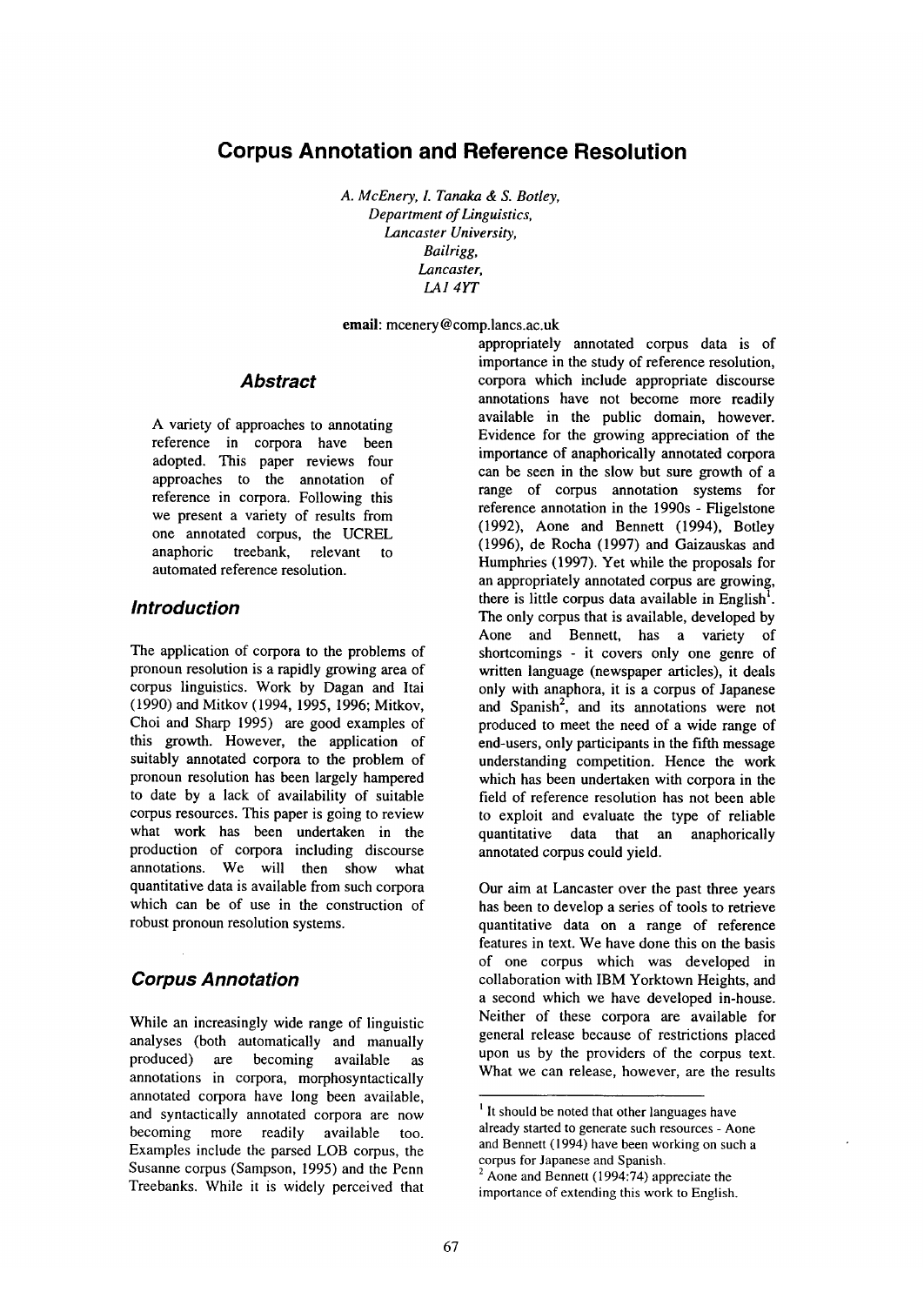# Corpus Annotation and Reference Resolution

*A. McEnery, I. Tanaka & S. Botley,*
*Department of Linguistics,*
*Lancaster University,*
*Bailrigg,*
*Lancaster,*
*LA1 4YT*

**email**: mcenery@comp.lancs.ac.uk

## Abstract

A variety of approaches to annotating reference in corpora have been adopted. This paper reviews four approaches to the annotation of reference in corpora. Following this we present a variety of results from one annotated corpus, the UCREL anaphoric treebank, relevant to automated reference resolution.

## Introduction

The application of corpora to the problems of pronoun resolution is a rapidly growing area of corpus linguistics. Work by Dagan and Itai (1990) and Mitkov (1994, 1995, 1996; Mitkov, Choi and Sharp 1995) are good examples of this growth. However, the application of suitably annotated corpora to the problem of pronoun resolution has been largely hampered to date by a lack of availability of suitable corpus resources. This paper is going to review what work has been undertaken in the production of corpora including discourse annotations. We will then show what quantitative data is available from such corpora which can be of use in the construction of robust pronoun resolution systems.

## Corpus Annotation

While an increasingly wide range of linguistic analyses (both automatically and manually produced) are becoming available as annotations in corpora, morphosyntactically annotated corpora have long been available, and syntactically annotated corpora are now becoming more readily available too. Examples include the parsed LOB corpus, the Susanne corpus (Sampson, 1995) and the Penn Treebanks. While it is widely perceived that appropriately annotated corpus data is of importance in the study of reference resolution, corpora which include appropriate discourse annotations have not become more readily available in the public domain, however. Evidence for the growing appreciation of the importance of anaphorically annotated corpora can be seen in the slow but sure growth of a range of corpus annotation systems for reference annotation in the 1990s - Fligelstone (1992), Aone and Bennett (1994), Botley (1996), de Rocha (1997) and Gaizauskas and Humphries (1997). Yet while the proposals for an appropriately annotated corpus are growing, there is little corpus data available in English[1]. The only corpus that is available, developed by Aone and Bennett, has a variety of shortcomings - it covers only one genre of written language (newspaper articles), it deals only with anaphora, it is a corpus of Japanese and Spanish[2], and its annotations were not produced to meet the need of a wide range of end-users, only participants in the fifth message understanding competition. Hence the work which has been undertaken with corpora in the field of reference resolution has not been able to exploit and evaluate the type of reliable quantitative data that an anaphorically annotated corpus could yield.

Our aim at Lancaster over the past three years has been to develop a series of tools to retrieve quantitative data on a range of reference features in text. We have done this on the basis of one corpus which was developed in collaboration with IBM Yorktown Heights, and a second which we have developed in-house. Neither of these corpora are available for general release because of restrictions placed upon us by the providers of the corpus text. What we can release, however, are the results

---

[1] It should be noted that other languages have already started to generate such resources - Aone and Bennett (1994) have been working on such a corpus for Japanese and Spanish.

[2] Aone and Bennett (1994:74) appreciate the importance of extending this work to English.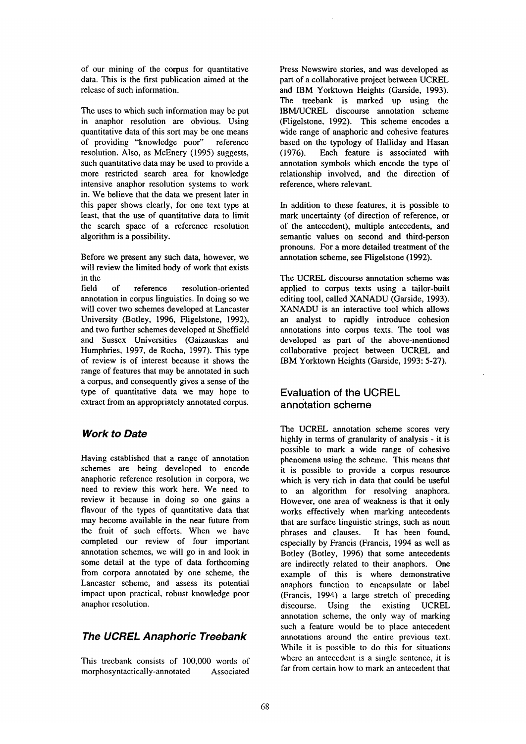of our mining of the corpus for quantitative data. This is the first publication aimed at the release of such information.

The uses to which such information may be put in anaphor resolution are obvious. Using quantitative data of this sort may be one means of providing "knowledge poor" reference resolution. Also, as McEnery (1995) suggests, such quantitative data may be used to provide a more restricted search area for knowledge intensive anaphor resolution systems to work in. We believe that the data we present later in this paper shows clearly, for one text type at least, that the use of quantitative data to limit the search space of a reference resolution algorithm is a possibility.

Before we present any such data, however, we will review the limited body of work that exists in the field of reference resolution-oriented annotation in corpus linguistics. In doing so we will cover two schemes developed at Lancaster University (Botley, 1996, Fligelstone, 1992), and two further schemes developed at Sheffield and Sussex Universities (Gaizauskas and Humphries, 1997, de Rocha, 1997). This type of review is of interest because it shows the range of features that may be annotated in such a corpus, and consequently gives a sense of the type of quantitative data we may hope to extract from an appropriately annotated corpus.

## *Work to Date*

Having established that a range of annotation schemes are being developed to encode anaphoric reference resolution in corpora, we need to review this work here. We need to review it because in doing so one gains a flavour of the types of quantitative data that may become available in the near future from the fruit of such efforts. When we have completed our review of four important annotation schemes, we will go in and look in some detail at the type of data forthcoming from corpora annotated by one scheme, the Lancaster scheme, and assess its potential impact upon practical, robust knowledge poor anaphor resolution.

## *The UCREL Anaphoric Treebank*

This treebank consists of 100,000 words of morphosyntactically-annotated Associated Press Newswire stories, and was developed as part of a collaborative project between UCREL and IBM Yorktown Heights (Garside, 1993). The treebank is marked up using the IBM/UCREL discourse annotation scheme (Fligelstone, 1992). This scheme encodes a wide range of anaphoric and cohesive features based on the typology of Halliday and Hasan (1976). Each feature is associated with annotation symbols which encode the type of relationship involved, and the direction of reference, where relevant.

In addition to these features, it is possible to mark uncertainty (of direction of reference, or of the antecedent), multiple antecedents, and semantic values on second and third-person pronouns. For a more detailed treatment of the annotation scheme, see Fligelstone (1992).

The UCREL discourse annotation scheme was applied to corpus texts using a tailor-built editing tool, called XANADU (Garside, 1993). XANADU is an interactive tool which allows an analyst to rapidly introduce cohesion annotations into corpus texts. The tool was developed as part of the above-mentioned collaborative project between UCREL and IBM Yorktown Heights (Garside, 1993: 5-27).

## Evaluation of the UCREL annotation scheme

The UCREL annotation scheme scores very highly in terms of granularity of analysis - it is possible to mark a wide range of cohesive phenomena using the scheme. This means that it is possible to provide a corpus resource which is very rich in data that could be useful to an algorithm for resolving anaphora. However, one area of weakness is that it only works effectively when marking antecedents that are surface linguistic strings, such as noun phrases and clauses. It has been found, especially by Francis (Francis, 1994 as well as Botley (Botley, 1996) that some antecedents are indirectly related to their anaphors. One example of this is where demonstrative anaphors function to encapsulate or label (Francis, 1994) a large stretch of preceding discourse. Using the existing UCREL annotation scheme, the only way of marking such a feature would be to place antecedent annotations around the entire previous text. While it is possible to do this for situations where an antecedent is a single sentence, it is far from certain how to mark an antecedent that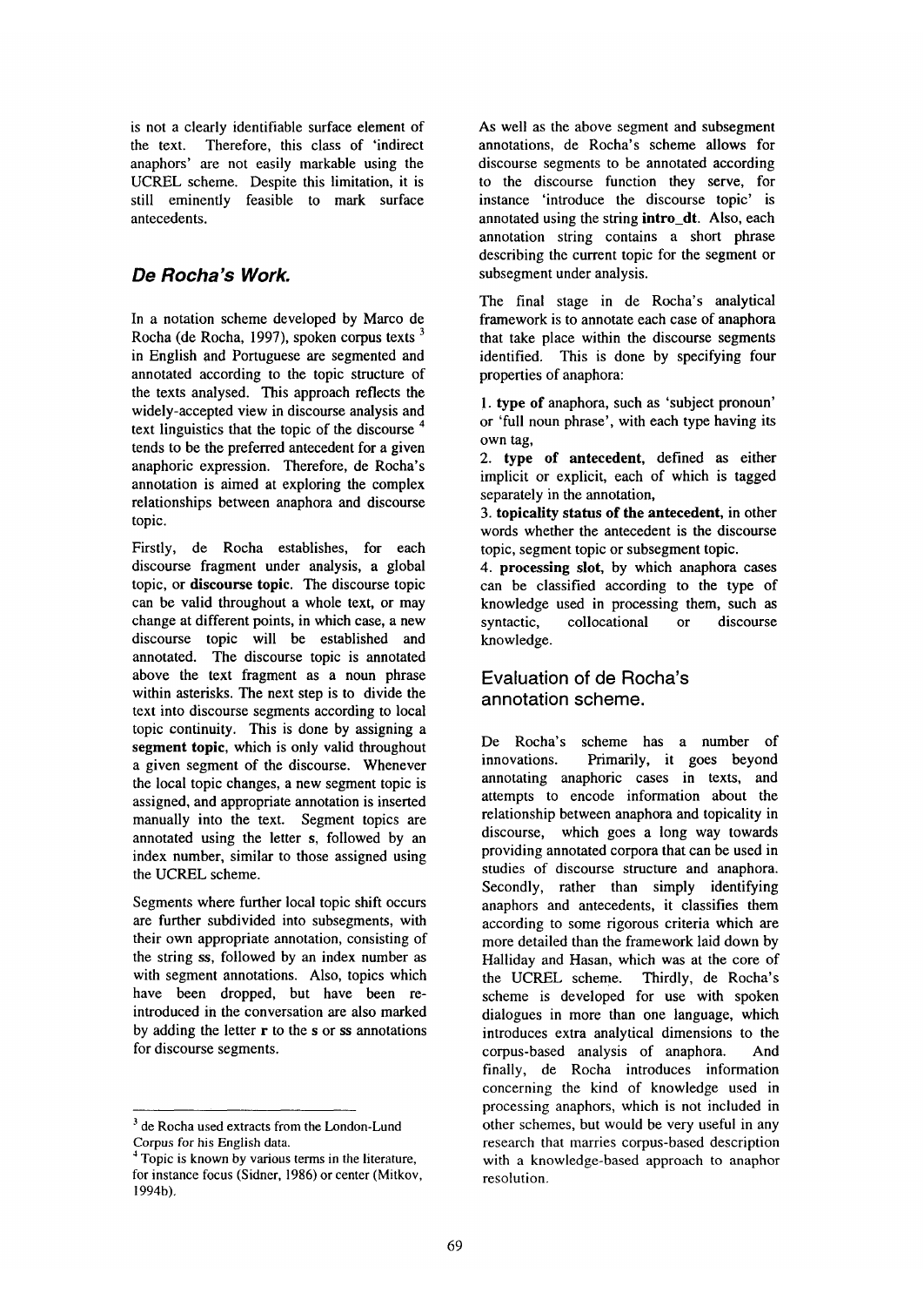is not a clearly identifiable surface element of the text. Therefore, this class of 'indirect anaphors' are not easily markable using the UCREL scheme. Despite this limitation, it is still eminently feasible to mark surface antecedents.

## *De Rocha's Work.*

In a notation scheme developed by Marco de Rocha (de Rocha, 1997), spoken corpus texts [3] in English and Portuguese are segmented and annotated according to the topic structure of the texts analysed. This approach reflects the widely-accepted view in discourse analysis and text linguistics that the topic of the discourse [4] tends to be the preferred antecedent for a given anaphoric expression. Therefore, de Rocha's annotation is aimed at exploring the complex relationships between anaphora and discourse topic.

Firstly, de Rocha establishes, for each discourse fragment under analysis, a global topic, or **discourse topic**. The discourse topic can be valid throughout a whole text, or may change at different points, in which case, a new discourse topic will be established and annotated. The discourse topic is annotated above the text fragment as a noun phrase within asterisks. The next step is to divide the text into discourse segments according to local topic continuity. This is done by assigning a **segment topic**, which is only valid throughout a given segment of the discourse. Whenever the local topic changes, a new segment topic is assigned, and appropriate annotation is inserted manually into the text. Segment topics are annotated using the letter **s**, followed by an index number, similar to those assigned using the UCREL scheme.

Segments where further local topic shift occurs are further subdivided into subsegments, with their own appropriate annotation, consisting of the string **ss**, followed by an index number as with segment annotations. Also, topics which have been dropped, but have been re-introduced in the conversation are also marked by adding the letter **r** to the **s** or **ss** annotations for discourse segments.

As well as the above segment and subsegment annotations, de Rocha's scheme allows for discourse segments to be annotated according to the discourse function they serve, for instance 'introduce the discourse topic' is annotated using the string **intro_dt**. Also, each annotation string contains a short phrase describing the current topic for the segment or subsegment under analysis.

The final stage in de Rocha's analytical framework is to annotate each case of anaphora that take place within the discourse segments identified. This is done by specifying four properties of anaphora:

1. **type of** anaphora, such as 'subject pronoun' or 'full noun phrase', with each type having its own tag,
2. **type of antecedent**, defined as either implicit or explicit, each of which is tagged separately in the annotation,
3. **topicality status of the antecedent**, in other words whether the antecedent is the discourse topic, segment topic or subsegment topic.
4. **processing slot**, by which anaphora cases can be classified according to the type of knowledge used in processing them, such as syntactic, collocational or discourse knowledge.

### Evaluation of de Rocha's annotation scheme.

De Rocha's scheme has a number of innovations. Primarily, it goes beyond annotating anaphoric cases in texts, and attempts to encode information about the relationship between anaphora and topicality in discourse, which goes a long way towards providing annotated corpora that can be used in studies of discourse structure and anaphora. Secondly, rather than simply identifying anaphors and antecedents, it classifies them according to some rigorous criteria which are more detailed than the framework laid down by Halliday and Hasan, which was at the core of the UCREL scheme. Thirdly, de Rocha's scheme is developed for use with spoken dialogues in more than one language, which introduces extra analytical dimensions to the corpus-based analysis of anaphora. And finally, de Rocha introduces information concerning the kind of knowledge used in processing anaphors, which is not included in other schemes, but would be very useful in any research that marries corpus-based description with a knowledge-based approach to anaphor resolution.

---

[3] de Rocha used extracts from the London-Lund Corpus for his English data.

[4] Topic is known by various terms in the literature, for instance focus (Sidner, 1986) or center (Mitkov, 1994b).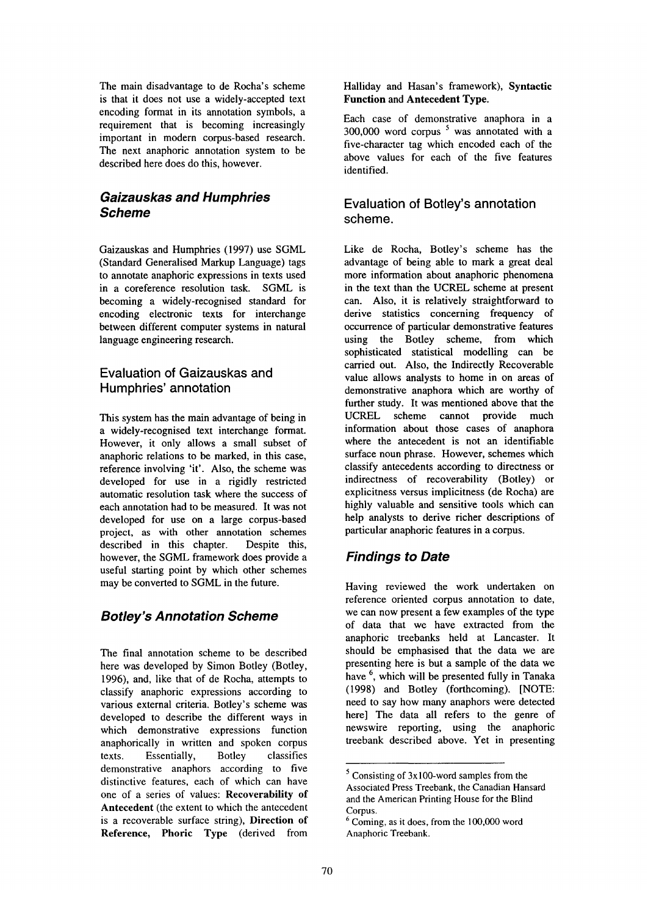The main disadvantage to de Rocha's scheme is that it does not use a widely-accepted text encoding format in its annotation symbols, a requirement that is becoming increasingly important in modern corpus-based research. The next anaphoric annotation system to be described here does do this, however.

## *Gaizauskas and Humphries Scheme*

Gaizauskas and Humphries (1997) use SGML (Standard Generalised Markup Language) tags to annotate anaphoric expressions in texts used in a coreference resolution task. SGML is becoming a widely-recognised standard for encoding electronic texts for interchange between different computer systems in natural language engineering research.

### Evaluation of Gaizauskas and Humphries' annotation

This system has the main advantage of being in a widely-recognised text interchange format. However, it only allows a small subset of anaphoric relations to be marked, in this case, reference involving 'it'. Also, the scheme was developed for use in a rigidly restricted automatic resolution task where the success of each annotation had to be measured. It was not developed for use on a large corpus-based project, as with other annotation schemes described in this chapter. Despite this, however, the SGML framework does provide a useful starting point by which other schemes may be converted to SGML in the future.

## *Botley's Annotation Scheme*

The final annotation scheme to be described here was developed by Simon Botley (Botley, 1996), and, like that of de Rocha, attempts to classify anaphoric expressions according to various external criteria. Botley's scheme was developed to describe the different ways in which demonstrative expressions function anaphorically in written and spoken corpus texts. Essentially, Botley classifies demonstrative anaphors according to five distinctive features, each of which can have one of a series of values: **Recoverability of Antecedent** (the extent to which the antecedent is a recoverable surface string), **Direction of Reference**, **Phoric Type** (derived from Halliday and Hasan's framework), **Syntactic Function** and **Antecedent Type**.

Each case of demonstrative anaphora in a 300,000 word corpus [5] was annotated with a five-character tag which encoded each of the above values for each of the five features identified.

### Evaluation of Botley's annotation scheme.

Like de Rocha, Botley's scheme has the advantage of being able to mark a great deal more information about anaphoric phenomena in the text than the UCREL scheme at present can. Also, it is relatively straightforward to derive statistics concerning frequency of occurrence of particular demonstrative features using the Botley scheme, from which sophisticated statistical modelling can be carried out. Also, the Indirectly Recoverable value allows analysts to home in on areas of demonstrative anaphora which are worthy of further study. It was mentioned above that the UCREL scheme cannot provide much information about those cases of anaphora where the antecedent is not an identifiable surface noun phrase. However, schemes which classify antecedents according to directness or indirectness of recoverability (Botley) or explicitness versus implicitness (de Rocha) are highly valuable and sensitive tools which can help analysts to derive richer descriptions of particular anaphoric features in a corpus.

## *Findings to Date*

Having reviewed the work undertaken on reference oriented corpus annotation to date, we can now present a few examples of the type of data that we have extracted from the anaphoric treebanks held at Lancaster. It should be emphasised that the data we are presenting here is but a sample of the data we have [6], which will be presented fully in Tanaka (1998) and Botley (forthcoming). [NOTE: need to say how many anaphors were detected here] The data all refers to the genre of newswire reporting, using the anaphoric treebank described above. Yet in presenting

---

[5] Consisting of 3x100-word samples from the Associated Press Treebank, the Canadian Hansard and the American Printing House for the Blind Corpus.

[6] Coming, as it does, from the 100,000 word Anaphoric Treebank.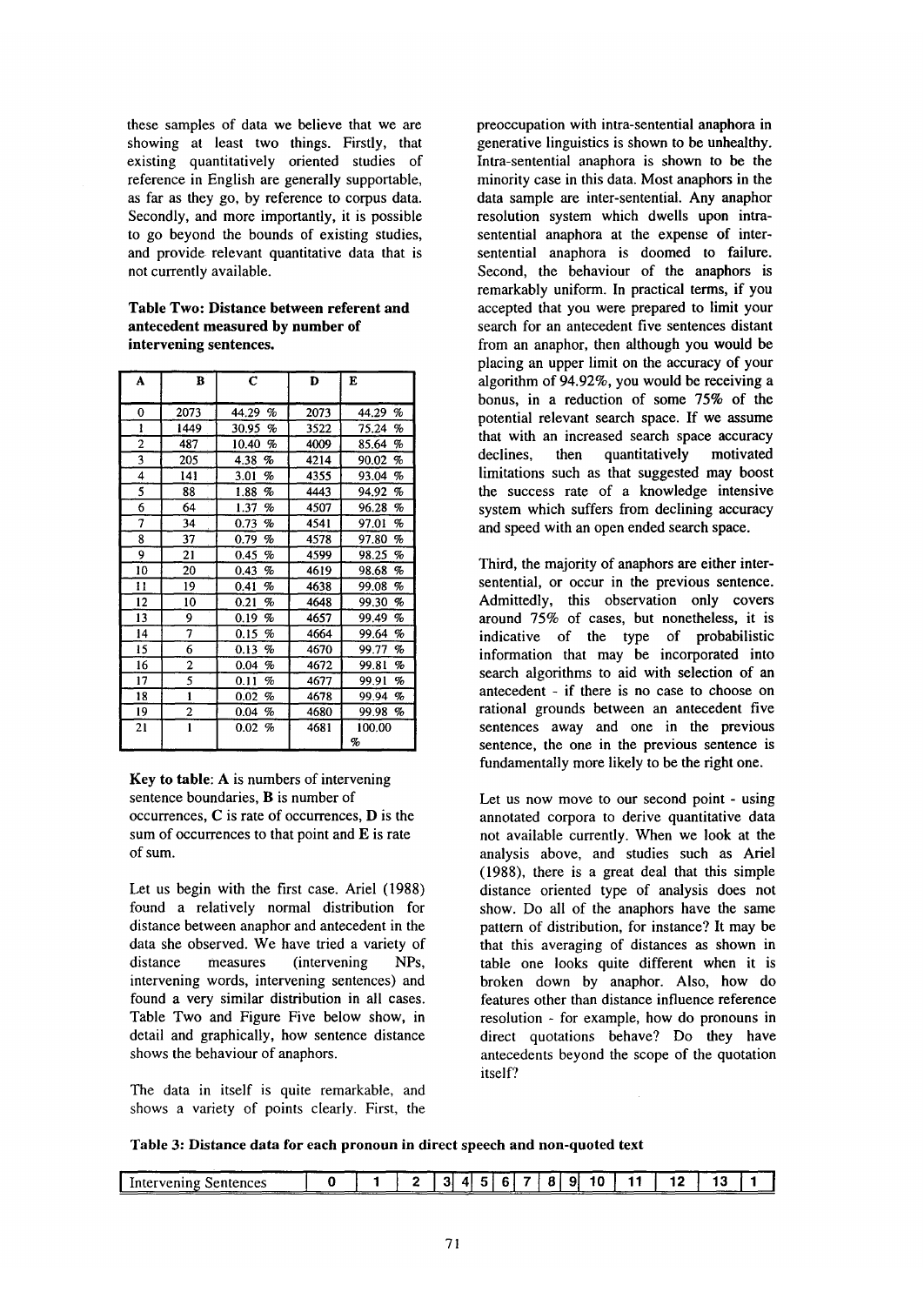these samples of data we believe that we are showing at least two things. Firstly, that existing quantitatively oriented studies of reference in English are generally supportable, as far as they go, by reference to corpus data. Secondly, and more importantly, it is possible to go beyond the bounds of existing studies, and provide relevant quantitative data that is not currently available.

**Table Two: Distance between referent and antecedent measured by number of intervening sentences.**

| A | B | C | D | E |
|---|---|---|---|---|
| 0 | 2073 | 44.29 % | 2073 | 44.29 % |
| 1 | 1449 | 30.95 % | 3522 | 75.24 % |
| 2 | 487 | 10.40 % | 4009 | 85.64 % |
| 3 | 205 | 4.38 % | 4214 | 90.02 % |
| 4 | 141 | 3.01 % | 4355 | 93.04 % |
| 5 | 88 | 1.88 % | 4443 | 94.92 % |
| 6 | 64 | 1.37 % | 4507 | 96.28 % |
| 7 | 34 | 0.73 % | 4541 | 97.01 % |
| 8 | 37 | 0.79 % | 4578 | 97.80 % |
| 9 | 21 | 0.45 % | 4599 | 98.25 % |
| 10 | 20 | 0.43 % | 4619 | 98.68 % |
| 11 | 19 | 0.41 % | 4638 | 99.08 % |
| 12 | 10 | 0.21 % | 4648 | 99.30 % |
| 13 | 9 | 0.19 % | 4657 | 99.49 % |
| 14 | 7 | 0.15 % | 4664 | 99.64 % |
| 15 | 6 | 0.13 % | 4670 | 99.77 % |
| 16 | 2 | 0.04 % | 4672 | 99.81 % |
| 17 | 5 | 0.11 % | 4677 | 99.91 % |
| 18 | 1 | 0.02 % | 4678 | 99.94 % |
| 19 | 2 | 0.04 % | 4680 | 99.98 % |
| 21 | 1 | 0.02 % | 4681 | 100.00 % |

**Key to table**: **A** is numbers of intervening sentence boundaries, **B** is number of occurrences, **C** is rate of occurrences, **D** is the sum of occurrences to that point and **E** is rate of sum.

Let us begin with the first case. Ariel (1988) found a relatively normal distribution for distance between anaphor and antecedent in the data she observed. We have tried a variety of distance measures (intervening NPs, intervening words, intervening sentences) and found a very similar distribution in all cases. Table Two and Figure Five below show, in detail and graphically, how sentence distance shows the behaviour of anaphors.

The data in itself is quite remarkable, and shows a variety of points clearly. First, the preoccupation with intra-sentential anaphora in generative linguistics is shown to be unhealthy. Intra-sentential anaphora is shown to be the minority case in this data. Most anaphors in the data sample are inter-sentential. Any anaphor resolution system which dwells upon intra-sentential anaphora at the expense of inter-sentential anaphora is doomed to failure. Second, the behaviour of the anaphors is remarkably uniform. In practical terms, if you accepted that you were prepared to limit your search for an antecedent five sentences distant from an anaphor, then although you would be placing an upper limit on the accuracy of your algorithm of 94.92%, you would be receiving a bonus, in a reduction of some 75% of the potential relevant search space. If we assume that with an increased search space accuracy declines, then quantitatively motivated limitations such as that suggested may boost the success rate of a knowledge intensive system which suffers from declining accuracy and speed with an open ended search space.

Third, the majority of anaphors are either inter-sentential, or occur in the previous sentence. Admittedly, this observation only covers around 75% of cases, but nonetheless, it is indicative of the type of probabilistic information that may be incorporated into search algorithms to aid with selection of an antecedent - if there is no case to choose on rational grounds between an antecedent five sentences away and one in the previous sentence, the one in the previous sentence is fundamentally more likely to be the right one.

Let us now move to our second point - using annotated corpora to derive quantitative data not available currently. When we look at the analysis above, and studies such as Ariel (1988), there is a great deal that this simple distance oriented type of analysis does not show. Do all of the anaphors have the same pattern of distribution, for instance? It may be that this averaging of distances as shown in table one looks quite different when it is broken down by anaphor. Also, how do features other than distance influence reference resolution - for example, how do pronouns in direct quotations behave? Do they have antecedents beyond the scope of the quotation itself?

**Table 3: Distance data for each pronoun in direct speech and non-quoted text**

| Intervening Sentences | 0 | 1 | 2 | 3 | 4 | 5 | 6 | 7 | 8 | 9 | 10 | 11 | 12 | 13 | 1 |
|---|---|---|---|---|---|---|---|---|---|---|---|---|---|---|---|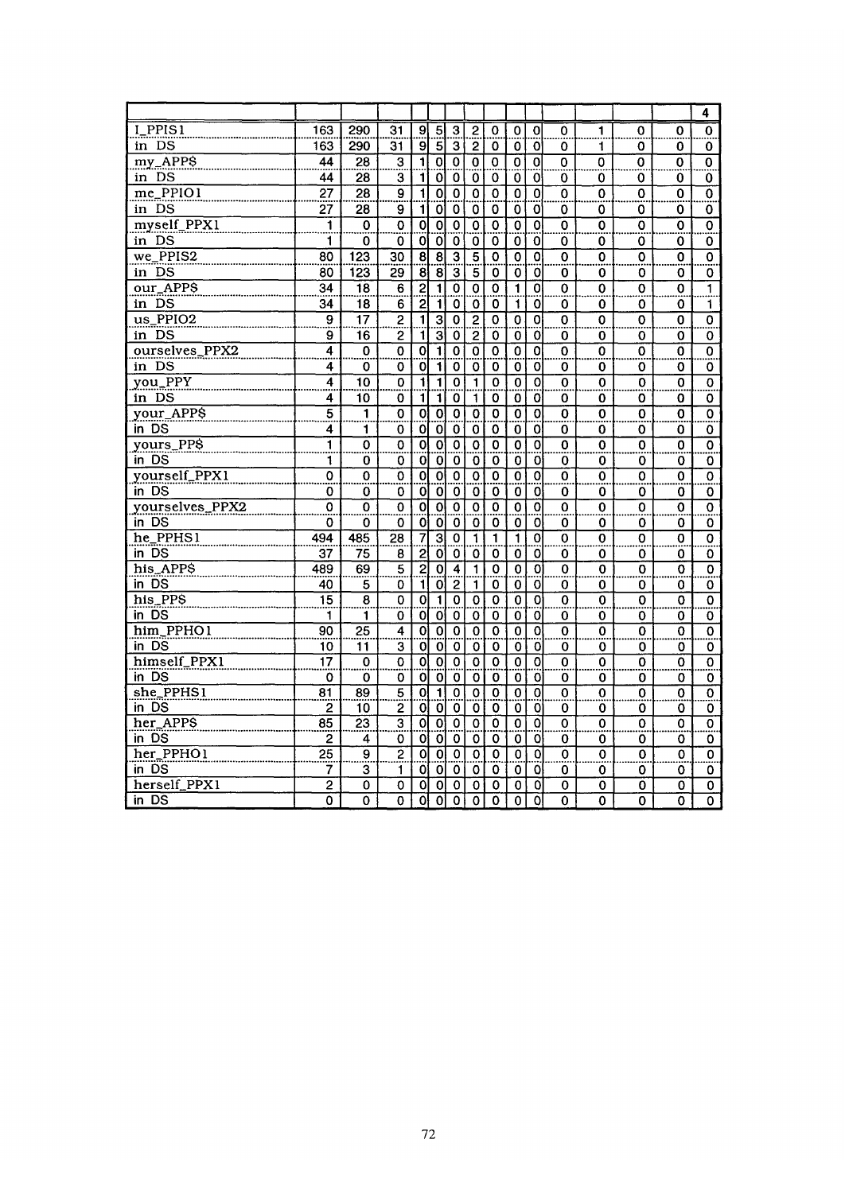| | | | | | | | | | | | | | | | | 4 |
|---|---|---|---|---|---|---|---|---|---|---|---|---|---|---|---|---|
| I_PPIS1 | 163 | 290 | 31 | 9 | 5 | 3 | 2 | 0 | 0 | 0 | 0 | 1 | 0 | 0 | 0 |
| in DS | 163 | 290 | 31 | 9 | 5 | 3 | 2 | 0 | 0 | 0 | 0 | 1 | 0 | 0 | 0 |
| my_APP$ | 44 | 28 | 3 | 1 | 0 | 0 | 0 | 0 | 0 | 0 | 0 | 0 | 0 | 0 | 0 |
| in DS | 44 | 28 | 3 | 1 | 0 | 0 | 0 | 0 | 0 | 0 | 0 | 0 | 0 | 0 | 0 |
| me_PPIO1 | 27 | 28 | 9 | 1 | 0 | 0 | 0 | 0 | 0 | 0 | 0 | 0 | 0 | 0 | 0 |
| in DS | 27 | 28 | 9 | 1 | 0 | 0 | 0 | 0 | 0 | 0 | 0 | 0 | 0 | 0 | 0 |
| myself_PPX1 | 1 | 0 | 0 | 0 | 0 | 0 | 0 | 0 | 0 | 0 | 0 | 0 | 0 | 0 | 0 |
| in DS | 1 | 0 | 0 | 0 | 0 | 0 | 0 | 0 | 0 | 0 | 0 | 0 | 0 | 0 | 0 |
| we_PPIS2 | 80 | 123 | 30 | 8 | 8 | 3 | 5 | 0 | 0 | 0 | 0 | 0 | 0 | 0 | 0 |
| in DS | 80 | 123 | 29 | 8 | 8 | 3 | 5 | 0 | 0 | 0 | 0 | 0 | 0 | 0 | 0 |
| our_APP$ | 34 | 18 | 6 | 2 | 1 | 0 | 0 | 0 | 1 | 0 | 0 | 0 | 0 | 0 | 1 |
| in DS | 34 | 18 | 6 | 2 | 1 | 0 | 0 | 0 | 1 | 0 | 0 | 0 | 0 | 0 | 1 |
| us_PPIO2 | 9 | 17 | 2 | 1 | 3 | 0 | 2 | 0 | 0 | 0 | 0 | 0 | 0 | 0 | 0 |
| in DS | 9 | 16 | 2 | 1 | 3 | 0 | 2 | 0 | 0 | 0 | 0 | 0 | 0 | 0 | 0 |
| ourselves_PPX2 | 4 | 0 | 0 | 0 | 1 | 0 | 0 | 0 | 0 | 0 | 0 | 0 | 0 | 0 | 0 |
| in DS | 4 | 0 | 0 | 0 | 1 | 0 | 0 | 0 | 0 | 0 | 0 | 0 | 0 | 0 | 0 |
| you_PPY | 4 | 10 | 0 | 1 | 1 | 0 | 1 | 0 | 0 | 0 | 0 | 0 | 0 | 0 | 0 |
| in DS | 4 | 10 | 0 | 1 | 1 | 0 | 1 | 0 | 0 | 0 | 0 | 0 | 0 | 0 | 0 |
| your_APP$ | 5 | 1 | 0 | 0 | 0 | 0 | 0 | 0 | 0 | 0 | 0 | 0 | 0 | 0 | 0 |
| in DS | 4 | 1 | 0 | 0 | 0 | 0 | 0 | 0 | 0 | 0 | 0 | 0 | 0 | 0 | 0 |
| yours_PP$ | 1 | 0 | 0 | 0 | 0 | 0 | 0 | 0 | 0 | 0 | 0 | 0 | 0 | 0 | 0 |
| in DS | 1 | 0 | 0 | 0 | 0 | 0 | 0 | 0 | 0 | 0 | 0 | 0 | 0 | 0 | 0 |
| yourself_PPX1 | 0 | 0 | 0 | 0 | 0 | 0 | 0 | 0 | 0 | 0 | 0 | 0 | 0 | 0 | 0 |
| in DS | 0 | 0 | 0 | 0 | 0 | 0 | 0 | 0 | 0 | 0 | 0 | 0 | 0 | 0 | 0 |
| yourselves_PPX2 | 0 | 0 | 0 | 0 | 0 | 0 | 0 | 0 | 0 | 0 | 0 | 0 | 0 | 0 | 0 |
| in DS | 0 | 0 | 0 | 0 | 0 | 0 | 0 | 0 | 0 | 0 | 0 | 0 | 0 | 0 | 0 |
| he_PPHS1 | 494 | 485 | 28 | 7 | 3 | 0 | 1 | 1 | 1 | 0 | 0 | 0 | 0 | 0 | 0 |
| in DS | 37 | 75 | 8 | 2 | 0 | 0 | 0 | 0 | 0 | 0 | 0 | 0 | 0 | 0 | 0 |
| his_APP$ | 489 | 69 | 5 | 2 | 0 | 4 | 1 | 0 | 0 | 0 | 0 | 0 | 0 | 0 | 0 |
| in DS | 40 | 5 | 0 | 1 | 0 | 2 | 1 | 0 | 0 | 0 | 0 | 0 | 0 | 0 | 0 |
| his_PP$ | 15 | 8 | 0 | 0 | 1 | 0 | 0 | 0 | 0 | 0 | 0 | 0 | 0 | 0 | 0 |
| in DS | 1 | 1 | 0 | 0 | 0 | 0 | 0 | 0 | 0 | 0 | 0 | 0 | 0 | 0 | 0 |
| him_PPHO1 | 90 | 25 | 4 | 0 | 0 | 0 | 0 | 0 | 0 | 0 | 0 | 0 | 0 | 0 | 0 |
| in DS | 10 | 11 | 3 | 0 | 0 | 0 | 0 | 0 | 0 | 0 | 0 | 0 | 0 | 0 | 0 |
| himself_PPX1 | 17 | 0 | 0 | 0 | 0 | 0 | 0 | 0 | 0 | 0 | 0 | 0 | 0 | 0 | 0 |
| in DS | 0 | 0 | 0 | 0 | 0 | 0 | 0 | 0 | 0 | 0 | 0 | 0 | 0 | 0 | 0 |
| she_PPHS1 | 81 | 89 | 5 | 0 | 1 | 0 | 0 | 0 | 0 | 0 | 0 | 0 | 0 | 0 | 0 |
| in DS | 2 | 10 | 2 | 0 | 0 | 0 | 0 | 0 | 0 | 0 | 0 | 0 | 0 | 0 | 0 |
| her_APP$ | 85 | 23 | 3 | 0 | 0 | 0 | 0 | 0 | 0 | 0 | 0 | 0 | 0 | 0 | 0 |
| in DS | 2 | 4 | 0 | 0 | 0 | 0 | 0 | 0 | 0 | 0 | 0 | 0 | 0 | 0 | 0 |
| her_PPHO1 | 25 | 9 | 2 | 0 | 0 | 0 | 0 | 0 | 0 | 0 | 0 | 0 | 0 | 0 | 0 |
| in DS | 7 | 3 | 1 | 0 | 0 | 0 | 0 | 0 | 0 | 0 | 0 | 0 | 0 | 0 | 0 |
| herself_PPX1 | 2 | 0 | 0 | 0 | 0 | 0 | 0 | 0 | 0 | 0 | 0 | 0 | 0 | 0 | 0 |
| in DS | 0 | 0 | 0 | 0 | 0 | 0 | 0 | 0 | 0 | 0 | 0 | 0 | 0 | 0 | 0 |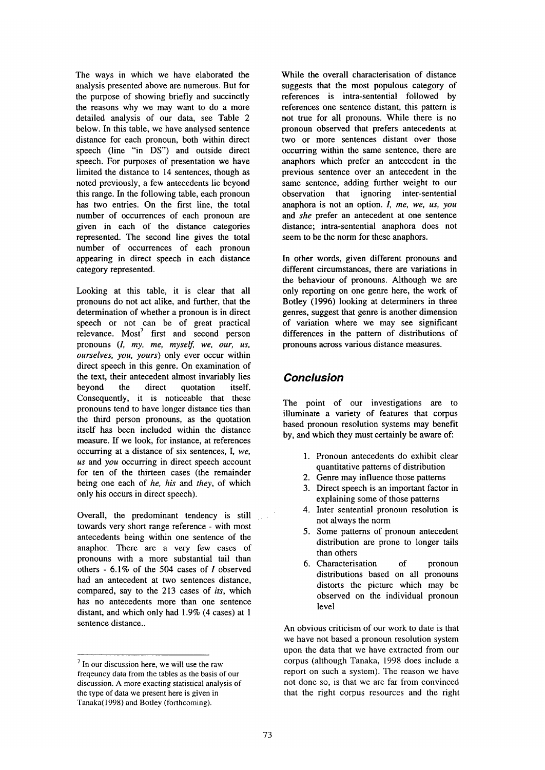The ways in which we have elaborated the analysis presented above are numerous. But for the purpose of showing briefly and succinctly the reasons why we may want to do a more detailed analysis of our data, see Table 2 below. In this table, we have analysed sentence distance for each pronoun, both within direct speech (line "in DS") and outside direct speech. For purposes of presentation we have limited the distance to 14 sentences, though as noted previously, a few antecedents lie beyond this range. In the following table, each pronoun has two entries. On the first line, the total number of occurrences of each pronoun are given in each of the distance categories represented. The second line gives the total number of occurrences of each pronoun appearing in direct speech in each distance category represented.

Looking at this table, it is clear that all pronouns do not act alike, and further, that the determination of whether a pronoun is in direct speech or not can be of great practical relevance. Most[7] first and second person pronouns (*I, my, me, myself, we, our, us, ourselves, you, yours*) only ever occur within direct speech in this genre. On examination of the text, their antecedent almost invariably lies beyond the direct quotation itself. Consequently, it is noticeable that these pronouns tend to have longer distance ties than the third person pronouns, as the quotation itself has been included within the distance measure. If we look, for instance, at references occurring at a distance of six sentences, I, *we, us* and *you* occurring in direct speech account for ten of the thirteen cases (the remainder being one each of *he, his* and *they*, of which only his occurs in direct speech).

Overall, the predominant tendency is still towards very short range reference - with most antecedents being within one sentence of the anaphor. There are a very few cases of pronouns with a more substantial tail than others - 6.1% of the 504 cases of *I* observed had an antecedent at two sentences distance, compared, say to the 213 cases of *its*, which has no antecedents more than one sentence distant, and which only had 1.9% (4 cases) at 1 sentence distance..

While the overall characterisation of distance suggests that the most populous category of references is intra-sentential followed by references one sentence distant, this pattern is not true for all pronouns. While there is no pronoun observed that prefers antecedents at two or more sentences distant over those occurring within the same sentence, there are anaphors which prefer an antecedent in the previous sentence over an antecedent in the same sentence, adding further weight to our observation that ignoring inter-sentential anaphora is not an option. *I, me, we, us, you* and *she* prefer an antecedent at one sentence distance; intra-sentential anaphora does not seem to be the norm for these anaphors.

In other words, given different pronouns and different circumstances, there are variations in the behaviour of pronouns. Although we are only reporting on one genre here, the work of Botley (1996) looking at determiners in three genres, suggest that genre is another dimension of variation where we may see significant differences in the pattern of distributions of pronouns across various distance measures.

## Conclusion

The point of our investigations are to illuminate a variety of features that corpus based pronoun resolution systems may benefit by, and which they must certainly be aware of:

1. Pronoun antecedents do exhibit clear quantitative patterns of distribution
2. Genre may influence those patterns
3. Direct speech is an important factor in explaining some of those patterns
4. Inter sentential pronoun resolution is not always the norm
5. Some patterns of pronoun antecedent distribution are prone to longer tails than others
6. Characterisation of pronoun distributions based on all pronouns distorts the picture which may be observed on the individual pronoun level

An obvious criticism of our work to date is that we have not based a pronoun resolution system upon the data that we have extracted from our corpus (although Tanaka, 1998 does include a report on such a system). The reason we have not done so, is that we are far from convinced that the right corpus resources and the right

[7] In our discussion here, we will use the raw freqeuncy data from the tables as the basis of our discussion. A more exacting statistical analysis of the type of data we present here is given in Tanaka(1998) and Botley (forthcoming).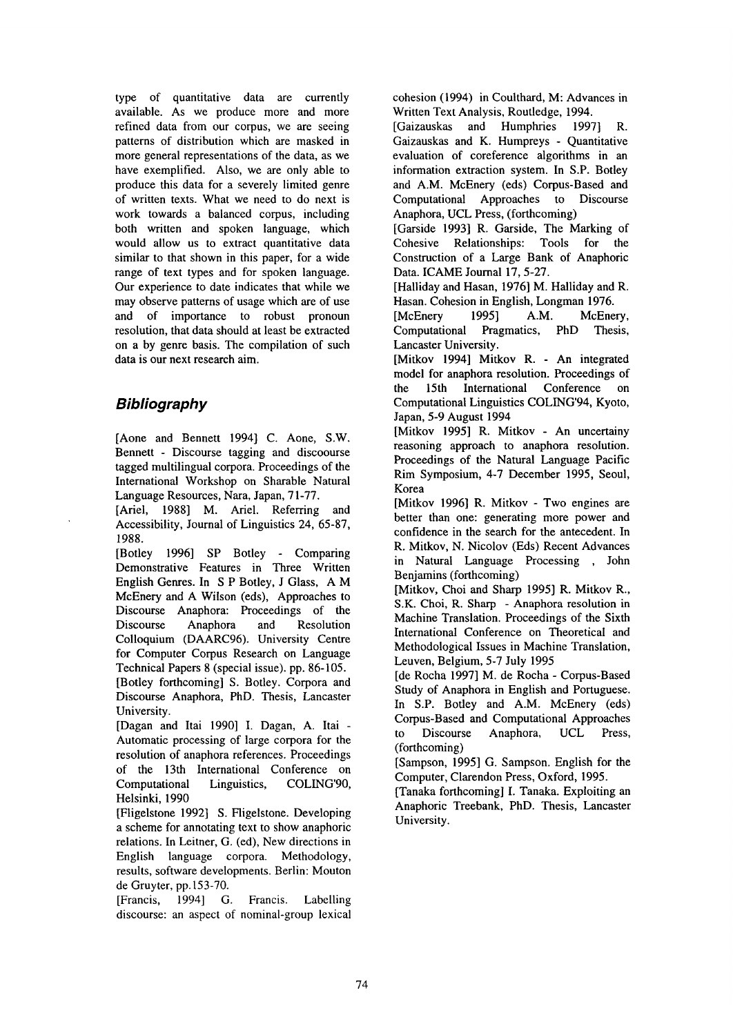type of quantitative data are currently available. As we produce more and more refined data from our corpus, we are seeing patterns of distribution which are masked in more general representations of the data, as we have exemplified. Also, we are only able to produce this data for a severely limited genre of written texts. What we need to do next is work towards a balanced corpus, including both written and spoken language, which would allow us to extract quantitative data similar to that shown in this paper, for a wide range of text types and for spoken language. Our experience to date indicates that while we may observe patterns of usage which are of use and of importance to robust pronoun resolution, that data should at least be extracted on a by genre basis. The compilation of such data is our next research aim.

## Bibliography

[Aone and Bennett 1994] C. Aone, S.W. Bennett - Discourse tagging and discoourse tagged multilingual corpora. Proceedings of the International Workshop on Sharable Natural Language Resources, Nara, Japan, 71-77.

[Ariel, 1988] M. Ariel. Referring and Accessibility, Journal of Linguistics 24, 65-87, 1988.

[Botley 1996] SP Botley - Comparing Demonstrative Features in Three Written English Genres. In S P Botley, J Glass, A M McEnery and A Wilson (eds), Approaches to Discourse Anaphora: Proceedings of the Discourse Anaphora and Resolution Colloquium (DAARC96). University Centre for Computer Corpus Research on Language Technical Papers 8 (special issue). pp. 86-105.

[Botley forthcoming] S. Botley. Corpora and Discourse Anaphora, PhD. Thesis, Lancaster University.

[Dagan and Itai 1990] I. Dagan, A. Itai - Automatic processing of large corpora for the resolution of anaphora references. Proceedings of the 13th International Conference on Computational Linguistics, COLING'90, Helsinki, 1990

[Fligelstone 1992] S. Fligelstone. Developing a scheme for annotating text to show anaphoric relations. In Leitner, G. (ed), New directions in English language corpora. Methodology, results, software developments. Berlin: Mouton de Gruyter, pp.153-70.

[Francis, 1994] G. Francis. Labelling discourse: an aspect of nominal-group lexical cohesion (1994) in Coulthard, M: Advances in Written Text Analysis, Routledge, 1994.

[Gaizauskas and Humphries 1997] R. Gaizauskas and K. Humpreys - Quantitative evaluation of coreference algorithms in an information extraction system. In S.P. Botley and A.M. McEnery (eds) Corpus-Based and Computational Approaches to Discourse Anaphora, UCL Press, (forthcoming)

[Garside 1993] R. Garside, The Marking of Cohesive Relationships: Tools for the Construction of a Large Bank of Anaphoric Data. ICAME Journal 17, 5-27.

[Halliday and Hasan, 1976] M. Halliday and R. Hasan. Cohesion in English, Longman 1976.

[McEnery 1995] A.M. McEnery, Computational Pragmatics, PhD Thesis, Lancaster University.

[Mitkov 1994] Mitkov R. - An integrated model for anaphora resolution. Proceedings of the 15th International Conference on Computational Linguistics COLING'94, Kyoto, Japan, 5-9 August 1994

[Mitkov 1995] R. Mitkov - An uncertainy reasoning approach to anaphora resolution. Proceedings of the Natural Language Pacific Rim Symposium, 4-7 December 1995, Seoul, Korea

[Mitkov 1996] R. Mitkov - Two engines are better than one: generating more power and confidence in the search for the antecedent. In R. Mitkov, N. Nicolov (Eds) Recent Advances in Natural Language Processing , John Benjamins (forthcoming)

[Mitkov, Choi and Sharp 1995] R. Mitkov R., S.K. Choi, R. Sharp - Anaphora resolution in Machine Translation. Proceedings of the Sixth International Conference on Theoretical and Methodological Issues in Machine Translation, Leuven, Belgium, 5-7 July 1995

[de Rocha 1997] M. de Rocha - Corpus-Based Study of Anaphora in English and Portuguese. In S.P. Botley and A.M. McEnery (eds) Corpus-Based and Computational Approaches to Discourse Anaphora, UCL Press, (forthcoming)

[Sampson, 1995] G. Sampson. English for the Computer, Clarendon Press, Oxford, 1995.

[Tanaka forthcoming] I. Tanaka. Exploiting an Anaphoric Treebank, PhD. Thesis, Lancaster University.